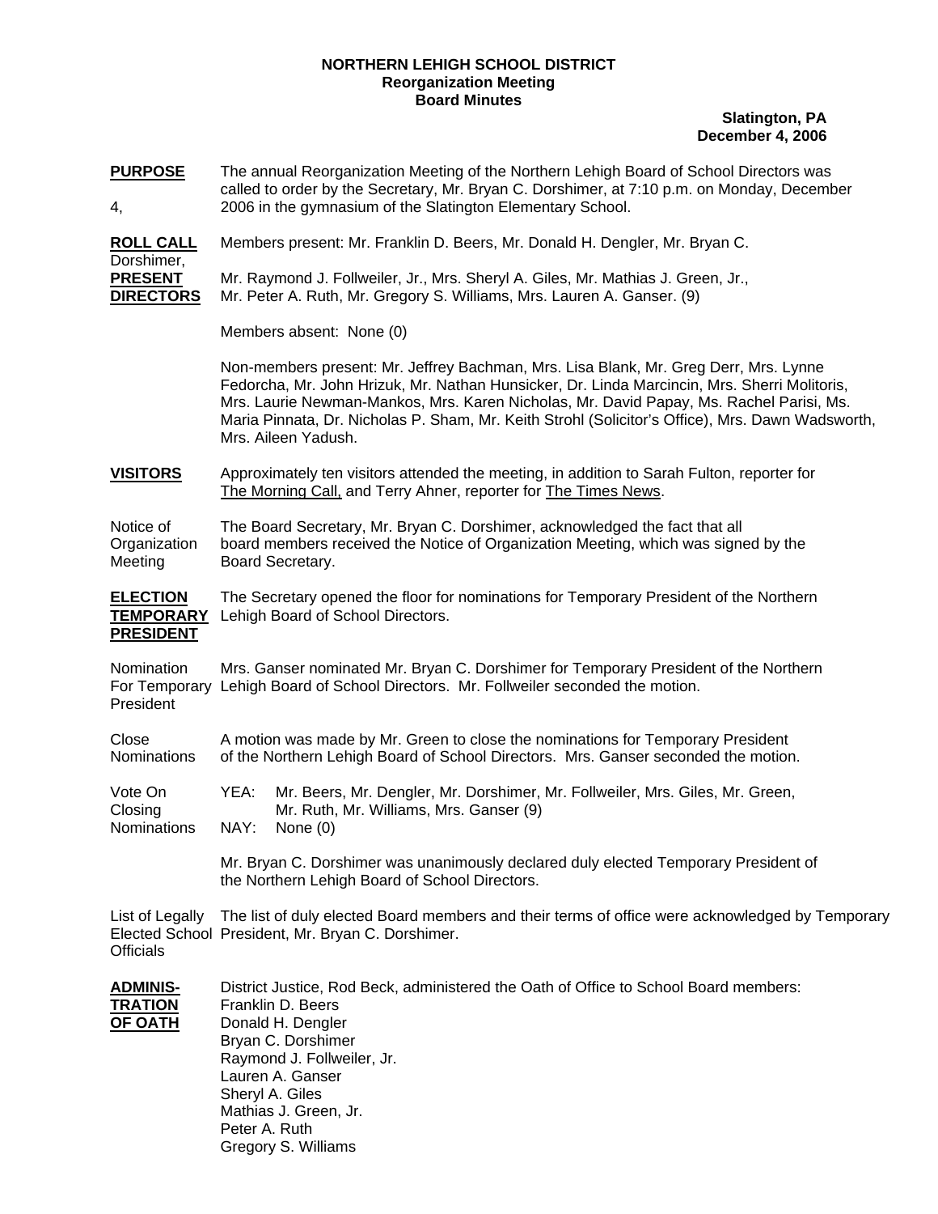**NORTHERN LEHIGH SCHOOL DISTRICT**
**Reorganization Meeting**
**Board Minutes**

**Slatington, PA**
**December 4, 2006**

**PURPOSE**

The annual Reorganization Meeting of the Northern Lehigh Board of School Directors was called to order by the Secretary, Mr. Bryan C. Dorshimer, at 7:10 p.m. on Monday, December 4, 2006 in the gymnasium of the Slatington Elementary School.

**ROLL CALL PRESENT DIRECTORS**

Members present: Mr. Franklin D. Beers, Mr. Donald H. Dengler, Mr. Bryan C. Dorshimer, Mr. Raymond J. Follweiler, Jr., Mrs. Sheryl A. Giles, Mr. Mathias J. Green, Jr., Mr. Peter A. Ruth, Mr. Gregory S. Williams, Mrs. Lauren A. Ganser. (9)

Members absent: None (0)

Non-members present: Mr. Jeffrey Bachman, Mrs. Lisa Blank, Mr. Greg Derr, Mrs. Lynne Fedorcha, Mr. John Hrizuk, Mr. Nathan Hunsicker, Dr. Linda Marcincin, Mrs. Sherri Molitoris, Mrs. Laurie Newman-Mankos, Mrs. Karen Nicholas, Mr. David Papay, Ms. Rachel Parisi, Ms. Maria Pinnata, Dr. Nicholas P. Sham, Mr. Keith Strohl (Solicitor's Office), Mrs. Dawn Wadsworth, Mrs. Aileen Yadush.

**VISITORS**

Approximately ten visitors attended the meeting, in addition to Sarah Fulton, reporter for The Morning Call, and Terry Ahner, reporter for The Times News.

Notice of Organization Meeting

The Board Secretary, Mr. Bryan C. Dorshimer, acknowledged the fact that all board members received the Notice of Organization Meeting, which was signed by the Board Secretary.

**ELECTION TEMPORARY PRESIDENT**

The Secretary opened the floor for nominations for Temporary President of the Northern Lehigh Board of School Directors.

Nomination For Temporary President

Mrs. Ganser nominated Mr. Bryan C. Dorshimer for Temporary President of the Northern Lehigh Board of School Directors. Mr. Follweiler seconded the motion.

Close Nominations

A motion was made by Mr. Green to close the nominations for Temporary President of the Northern Lehigh Board of School Directors. Mrs. Ganser seconded the motion.

Vote On Closing Nominations

YEA: Mr. Beers, Mr. Dengler, Mr. Dorshimer, Mr. Follweiler, Mrs. Giles, Mr. Green, Mr. Ruth, Mr. Williams, Mrs. Ganser (9)
NAY: None (0)

Mr. Bryan C. Dorshimer was unanimously declared duly elected Temporary President of the Northern Lehigh Board of School Directors.

List of Legally Elected School Officials

The list of duly elected Board members and their terms of office were acknowledged by Temporary President, Mr. Bryan C. Dorshimer.

**ADMINISTRATION OF OATH**

District Justice, Rod Beck, administered the Oath of Office to School Board members:

Franklin D. Beers
Donald H. Dengler
Bryan C. Dorshimer
Raymond J. Follweiler, Jr.
Lauren A. Ganser
Sheryl A. Giles
Mathias J. Green, Jr.
Peter A. Ruth
Gregory S. Williams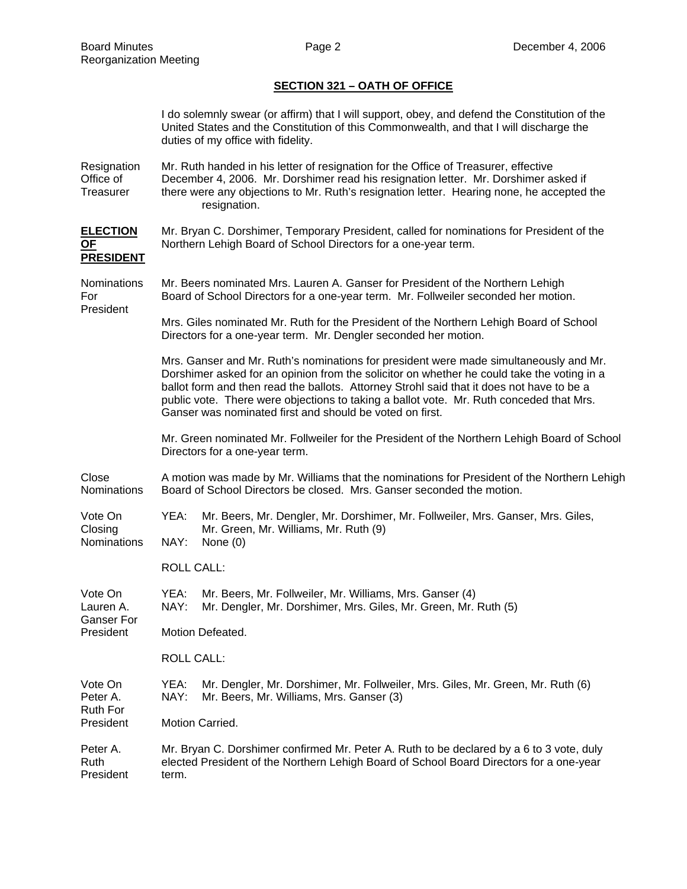## SECTION 321 – OATH OF OFFICE

I do solemnly swear (or affirm) that I will support, obey, and defend the Constitution of the United States and the Constitution of this Commonwealth, and that I will discharge the duties of my office with fidelity.

Resignation Office of Treasurer — Mr. Ruth handed in his letter of resignation for the Office of Treasurer, effective December 4, 2006. Mr. Dorshimer read his resignation letter. Mr. Dorshimer asked if there were any objections to Mr. Ruth's resignation letter. Hearing none, he accepted the resignation.

**ELECTION OF PRESIDENT** — Mr. Bryan C. Dorshimer, Temporary President, called for nominations for President of the Northern Lehigh Board of School Directors for a one-year term.

Nominations For President — Mr. Beers nominated Mrs. Lauren A. Ganser for President of the Northern Lehigh Board of School Directors for a one-year term. Mr. Follweiler seconded her motion.

Mrs. Giles nominated Mr. Ruth for the President of the Northern Lehigh Board of School Directors for a one-year term. Mr. Dengler seconded her motion.

Mrs. Ganser and Mr. Ruth's nominations for president were made simultaneously and Mr. Dorshimer asked for an opinion from the solicitor on whether he could take the voting in a ballot form and then read the ballots. Attorney Strohl said that it does not have to be a public vote. There were objections to taking a ballot vote. Mr. Ruth conceded that Mrs. Ganser was nominated first and should be voted on first.

Mr. Green nominated Mr. Follweiler for the President of the Northern Lehigh Board of School Directors for a one-year term.

Close Nominations — A motion was made by Mr. Williams that the nominations for President of the Northern Lehigh Board of School Directors be closed. Mrs. Ganser seconded the motion.

Vote On Closing Nominations
YEA: Mr. Beers, Mr. Dengler, Mr. Dorshimer, Mr. Follweiler, Mrs. Ganser, Mrs. Giles, Mr. Green, Mr. Williams, Mr. Ruth (9)
NAY: None (0)

ROLL CALL:

Vote On Lauren A. Ganser For President
YEA: Mr. Beers, Mr. Follweiler, Mr. Williams, Mrs. Ganser (4)
NAY: Mr. Dengler, Mr. Dorshimer, Mrs. Giles, Mr. Green, Mr. Ruth (5)

Motion Defeated.

ROLL CALL:

Vote On Peter A. Ruth For President
YEA: Mr. Dengler, Mr. Dorshimer, Mr. Follweiler, Mrs. Giles, Mr. Green, Mr. Ruth (6)
NAY: Mr. Beers, Mr. Williams, Mrs. Ganser (3)

Motion Carried.

Peter A. Ruth President — Mr. Bryan C. Dorshimer confirmed Mr. Peter A. Ruth to be declared by a 6 to 3 vote, duly elected President of the Northern Lehigh Board of School Board Directors for a one-year term.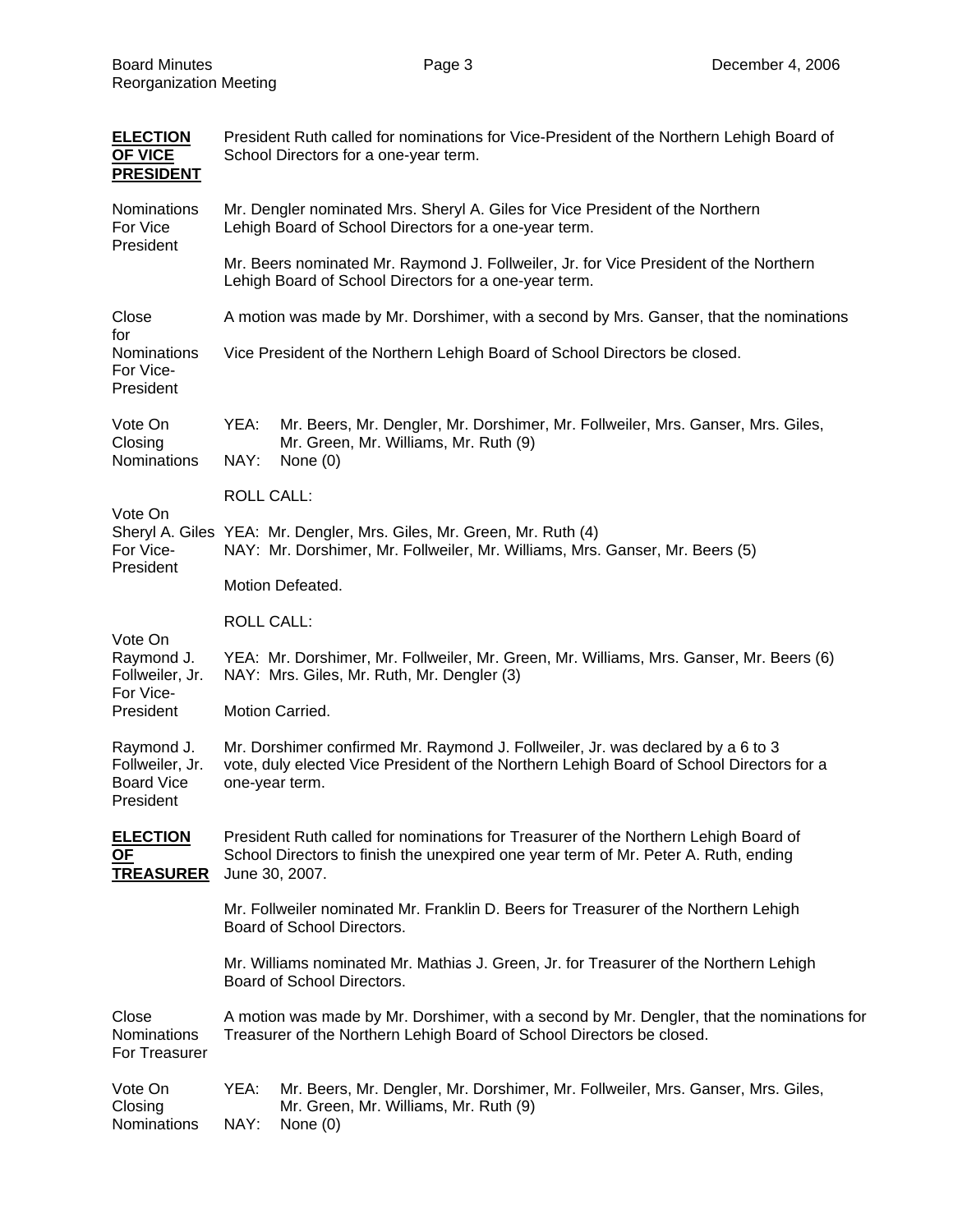**ELECTION OF VICE PRESIDENT**

President Ruth called for nominations for Vice-President of the Northern Lehigh Board of School Directors for a one-year term.

**Nominations For Vice President**

Mr. Dengler nominated Mrs. Sheryl A. Giles for Vice President of the Northern Lehigh Board of School Directors for a one-year term.

Mr. Beers nominated Mr. Raymond J. Follweiler, Jr. for Vice President of the Northern Lehigh Board of School Directors for a one-year term.

**Close for Nominations For Vice-President**

A motion was made by Mr. Dorshimer, with a second by Mrs. Ganser, that the nominations for Vice President of the Northern Lehigh Board of School Directors be closed.

**Vote On Closing Nominations**

YEA: Mr. Beers, Mr. Dengler, Mr. Dorshimer, Mr. Follweiler, Mrs. Ganser, Mrs. Giles, Mr. Green, Mr. Williams, Mr. Ruth (9)
NAY: None (0)

**Vote On Sheryl A. Giles For Vice-President**

ROLL CALL:

YEA: Mr. Dengler, Mrs. Giles, Mr. Green, Mr. Ruth (4)
NAY: Mr. Dorshimer, Mr. Follweiler, Mr. Williams, Mrs. Ganser, Mr. Beers (5)

Motion Defeated.

**Vote On Raymond J. Follweiler, Jr. For Vice-President**

ROLL CALL:

YEA: Mr. Dorshimer, Mr. Follweiler, Mr. Green, Mr. Williams, Mrs. Ganser, Mr. Beers (6)
NAY: Mrs. Giles, Mr. Ruth, Mr. Dengler (3)

Motion Carried.

**Raymond J. Follweiler, Jr. Board Vice President**

Mr. Dorshimer confirmed Mr. Raymond J. Follweiler, Jr. was declared by a 6 to 3 vote, duly elected Vice President of the Northern Lehigh Board of School Directors for a one-year term.

**ELECTION OF TREASURER**

President Ruth called for nominations for Treasurer of the Northern Lehigh Board of School Directors to finish the unexpired one year term of Mr. Peter A. Ruth, ending June 30, 2007.

Mr. Follweiler nominated Mr. Franklin D. Beers for Treasurer of the Northern Lehigh Board of School Directors.

Mr. Williams nominated Mr. Mathias J. Green, Jr. for Treasurer of the Northern Lehigh Board of School Directors.

**Close Nominations For Treasurer**

A motion was made by Mr. Dorshimer, with a second by Mr. Dengler, that the nominations for Treasurer of the Northern Lehigh Board of School Directors be closed.

**Vote On Closing Nominations**

YEA: Mr. Beers, Mr. Dengler, Mr. Dorshimer, Mr. Follweiler, Mrs. Ganser, Mrs. Giles, Mr. Green, Mr. Williams, Mr. Ruth (9)
NAY: None (0)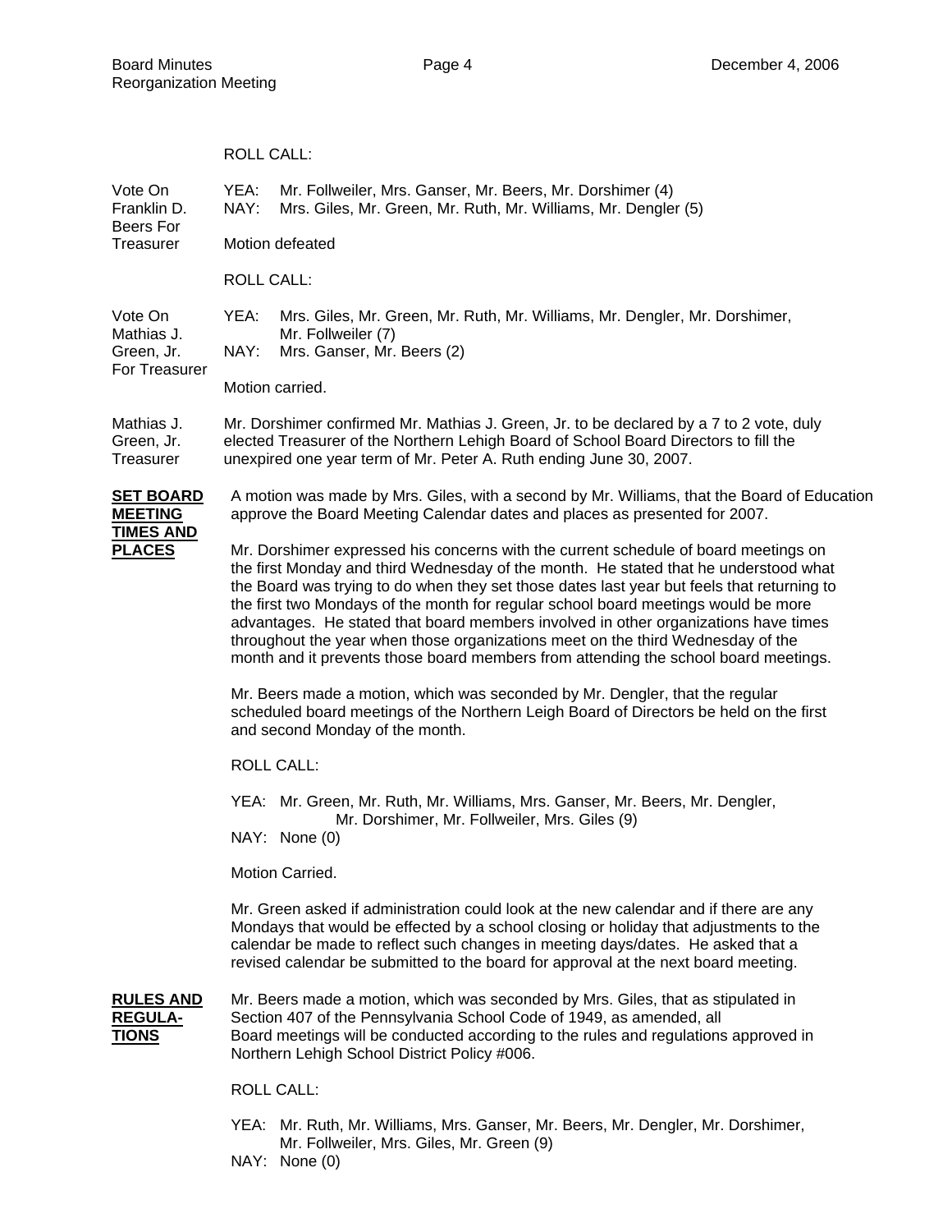ROLL CALL:

**Vote On Franklin D. Beers For Treasurer**

YEA: Mr. Follweiler, Mrs. Ganser, Mr. Beers, Mr. Dorshimer (4)
NAY: Mrs. Giles, Mr. Green, Mr. Ruth, Mr. Williams, Mr. Dengler (5)

Motion defeated

ROLL CALL:

**Vote On Mathias J. Green, Jr. For Treasurer**

YEA: Mrs. Giles, Mr. Green, Mr. Ruth, Mr. Williams, Mr. Dengler, Mr. Dorshimer, Mr. Follweiler (7)
NAY: Mrs. Ganser, Mr. Beers (2)

Motion carried.

**Mathias J. Green, Jr. Treasurer**

Mr. Dorshimer confirmed Mr. Mathias J. Green, Jr. to be declared by a 7 to 2 vote, duly elected Treasurer of the Northern Lehigh Board of School Board Directors to fill the unexpired one year term of Mr. Peter A. Ruth ending June 30, 2007.

**<u>SET BOARD MEETING TIMES AND PLACES</u>**

A motion was made by Mrs. Giles, with a second by Mr. Williams, that the Board of Education approve the Board Meeting Calendar dates and places as presented for 2007.

Mr. Dorshimer expressed his concerns with the current schedule of board meetings on the first Monday and third Wednesday of the month. He stated that he understood what the Board was trying to do when they set those dates last year but feels that returning to the first two Mondays of the month for regular school board meetings would be more advantages. He stated that board members involved in other organizations have times throughout the year when those organizations meet on the third Wednesday of the month and it prevents those board members from attending the school board meetings.

Mr. Beers made a motion, which was seconded by Mr. Dengler, that the regular scheduled board meetings of the Northern Leigh Board of Directors be held on the first and second Monday of the month.

ROLL CALL:

YEA: Mr. Green, Mr. Ruth, Mr. Williams, Mrs. Ganser, Mr. Beers, Mr. Dengler, Mr. Dorshimer, Mr. Follweiler, Mrs. Giles (9)
NAY: None (0)

Motion Carried.

Mr. Green asked if administration could look at the new calendar and if there are any Mondays that would be effected by a school closing or holiday that adjustments to the calendar be made to reflect such changes in meeting days/dates. He asked that a revised calendar be submitted to the board for approval at the next board meeting.

**<u>RULES AND REGULATIONS</u>**

Mr. Beers made a motion, which was seconded by Mrs. Giles, that as stipulated in Section 407 of the Pennsylvania School Code of 1949, as amended, all Board meetings will be conducted according to the rules and regulations approved in Northern Lehigh School District Policy #006.

ROLL CALL:

YEA: Mr. Ruth, Mr. Williams, Mrs. Ganser, Mr. Beers, Mr. Dengler, Mr. Dorshimer, Mr. Follweiler, Mrs. Giles, Mr. Green (9)
NAY: None (0)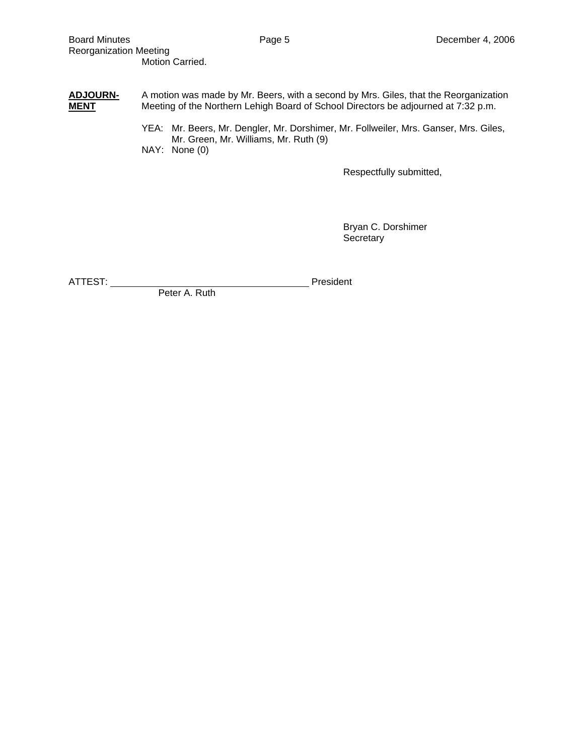Motion Carried.

**ADJOURNMENT**

A motion was made by Mr. Beers, with a second by Mrs. Giles, that the Reorganization Meeting of the Northern Lehigh Board of School Directors be adjourned at 7:32 p.m.

YEA: Mr. Beers, Mr. Dengler, Mr. Dorshimer, Mr. Follweiler, Mrs. Ganser, Mrs. Giles, Mr. Green, Mr. Williams, Mr. Ruth (9)
NAY: None (0)

Respectfully submitted,

Bryan C. Dorshimer
Secretary

ATTEST: ____________________________________ President
Peter A. Ruth